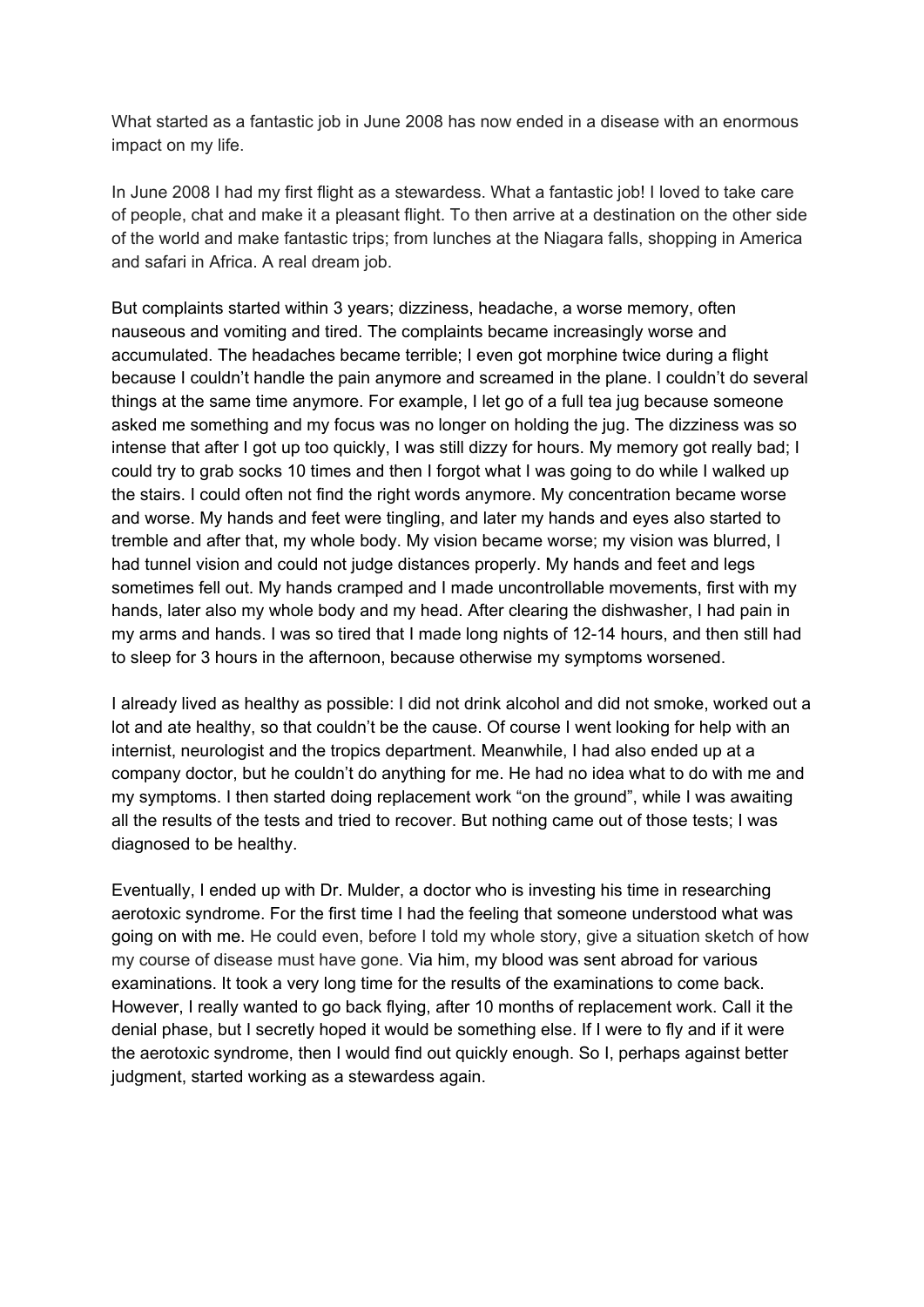What started as a fantastic job in June 2008 has now ended in a disease with an enormous impact on my life.

In June 2008 I had my first flight as a stewardess. What a fantastic job! I loved to take care of people, chat and make it a pleasant flight. To then arrive at a destination on the other side of the world and make fantastic trips; from lunches at the Niagara falls, shopping in America and safari in Africa. A real dream job.

But complaints started within 3 years; dizziness, headache, a worse memory, often nauseous and vomiting and tired. The complaints became increasingly worse and accumulated. The headaches became terrible; I even got morphine twice during a flight because I couldn't handle the pain anymore and screamed in the plane. I couldn't do several things at the same time anymore. For example, I let go of a full tea jug because someone asked me something and my focus was no longer on holding the jug. The dizziness was so intense that after I got up too quickly, I was still dizzy for hours. My memory got really bad; I could try to grab socks 10 times and then I forgot what I was going to do while I walked up the stairs. I could often not find the right words anymore. My concentration became worse and worse. My hands and feet were tingling, and later my hands and eyes also started to tremble and after that, my whole body. My vision became worse; my vision was blurred, I had tunnel vision and could not judge distances properly. My hands and feet and legs sometimes fell out. My hands cramped and I made uncontrollable movements, first with my hands, later also my whole body and my head. After clearing the dishwasher, I had pain in my arms and hands. I was so tired that I made long nights of 12-14 hours, and then still had to sleep for 3 hours in the afternoon, because otherwise my symptoms worsened.

I already lived as healthy as possible: I did not drink alcohol and did not smoke, worked out a lot and ate healthy, so that couldn't be the cause. Of course I went looking for help with an internist, neurologist and the tropics department. Meanwhile, I had also ended up at a company doctor, but he couldn't do anything for me. He had no idea what to do with me and my symptoms. I then started doing replacement work "on the ground", while I was awaiting all the results of the tests and tried to recover. But nothing came out of those tests; I was diagnosed to be healthy.

Eventually, I ended up with Dr. Mulder, a doctor who is investing his time in researching aerotoxic syndrome. For the first time I had the feeling that someone understood what was going on with me. He could even, before I told my whole story, give a situation sketch of how my course of disease must have gone. Via him, my blood was sent abroad for various examinations. It took a very long time for the results of the examinations to come back. However, I really wanted to go back flying, after 10 months of replacement work. Call it the denial phase, but I secretly hoped it would be something else. If I were to fly and if it were the aerotoxic syndrome, then I would find out quickly enough. So I, perhaps against better judgment, started working as a stewardess again.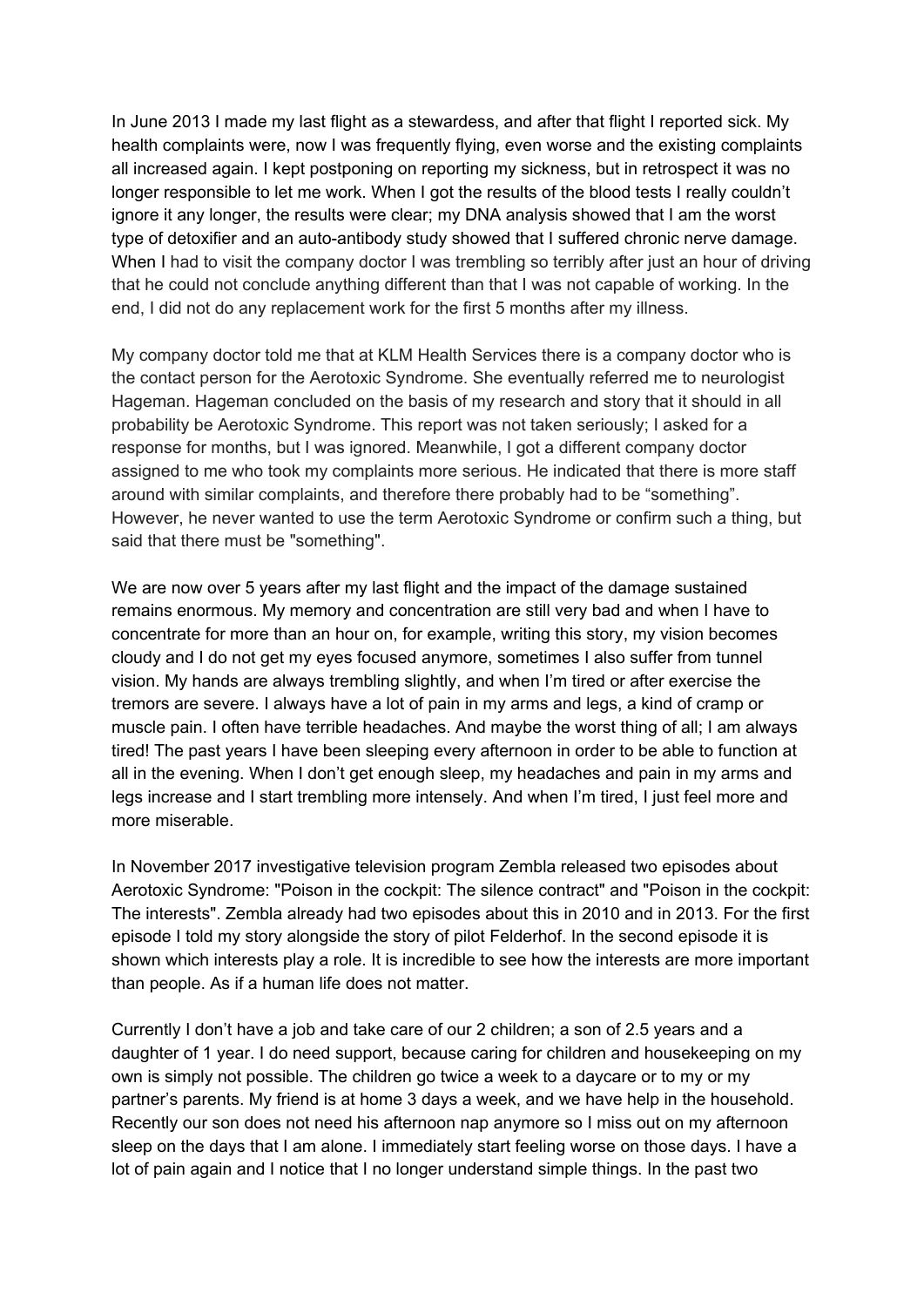In June 2013 I made my last flight as a stewardess, and after that flight I reported sick. My health complaints were, now I was frequently flying, even worse and the existing complaints all increased again. I kept postponing on reporting my sickness, but in retrospect it was no longer responsible to let me work. When I got the results of the blood tests I really couldn't ignore it any longer, the results were clear; my DNA analysis showed that I am the worst type of detoxifier and an auto-antibody study showed that I suffered chronic nerve damage. When I had to visit the company doctor I was trembling so terribly after just an hour of driving that he could not conclude anything different than that I was not capable of working. In the end, I did not do any replacement work for the first 5 months after my illness.

My company doctor told me that at KLM Health Services there is a company doctor who is the contact person for the Aerotoxic Syndrome. She eventually referred me to neurologist Hageman. Hageman concluded on the basis of my research and story that it should in all probability be Aerotoxic Syndrome. This report was not taken seriously; I asked for a response for months, but I was ignored. Meanwhile, I got a different company doctor assigned to me who took my complaints more serious. He indicated that there is more staff around with similar complaints, and therefore there probably had to be "something". However, he never wanted to use the term Aerotoxic Syndrome or confirm such a thing, but said that there must be "something".

We are now over 5 years after my last flight and the impact of the damage sustained remains enormous. My memory and concentration are still very bad and when I have to concentrate for more than an hour on, for example, writing this story, my vision becomes cloudy and I do not get my eyes focused anymore, sometimes I also suffer from tunnel vision. My hands are always trembling slightly, and when I'm tired or after exercise the tremors are severe. I always have a lot of pain in my arms and legs, a kind of cramp or muscle pain. I often have terrible headaches. And maybe the worst thing of all; I am always tired! The past years I have been sleeping every afternoon in order to be able to function at all in the evening. When I don't get enough sleep, my headaches and pain in my arms and legs increase and I start trembling more intensely. And when I'm tired, I just feel more and more miserable.

In November 2017 investigative television program Zembla released two episodes about Aerotoxic Syndrome: "Poison in the cockpit: The silence contract" and "Poison in the cockpit: The interests". Zembla already had two episodes about this in 2010 and in 2013. For the first episode I told my story alongside the story of pilot Felderhof. In the second episode it is shown which interests play a role. It is incredible to see how the interests are more important than people. As if a human life does not matter.

Currently I don't have a job and take care of our 2 children; a son of 2.5 years and a daughter of 1 year. I do need support, because caring for children and housekeeping on my own is simply not possible. The children go twice a week to a daycare or to my or my partner's parents. My friend is at home 3 days a week, and we have help in the household. Recently our son does not need his afternoon nap anymore so I miss out on my afternoon sleep on the days that I am alone. I immediately start feeling worse on those days. I have a lot of pain again and I notice that I no longer understand simple things. In the past two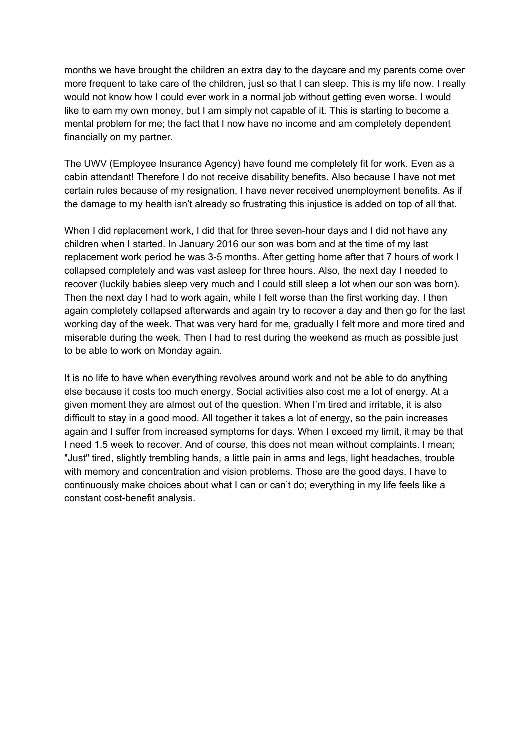months we have brought the children an extra day to the daycare and my parents come over more frequent to take care of the children, just so that I can sleep. This is my life now. I really would not know how I could ever work in a normal job without getting even worse. I would like to earn my own money, but I am simply not capable of it. This is starting to become a mental problem for me; the fact that I now have no income and am completely dependent financially on my partner.

The UWV (Employee Insurance Agency) have found me completely fit for work. Even as a cabin attendant! Therefore I do not receive disability benefits. Also because I have not met certain rules because of my resignation, I have never received unemployment benefits. As if the damage to my health isn't already so frustrating this injustice is added on top of all that.

When I did replacement work, I did that for three seven-hour days and I did not have any children when I started. In January 2016 our son was born and at the time of my last replacement work period he was 3-5 months. After getting home after that 7 hours of work I collapsed completely and was vast asleep for three hours. Also, the next day I needed to recover (luckily babies sleep very much and I could still sleep a lot when our son was born). Then the next day I had to work again, while I felt worse than the first working day. I then again completely collapsed afterwards and again try to recover a day and then go for the last working day of the week. That was very hard for me, gradually I felt more and more tired and miserable during the week. Then I had to rest during the weekend as much as possible just to be able to work on Monday again.

It is no life to have when everything revolves around work and not be able to do anything else because it costs too much energy. Social activities also cost me a lot of energy. At a given moment they are almost out of the question. When I'm tired and irritable, it is also difficult to stay in a good mood. All together it takes a lot of energy, so the pain increases again and I suffer from increased symptoms for days. When I exceed my limit, it may be that I need 1.5 week to recover. And of course, this does not mean without complaints. I mean; "Just" tired, slightly trembling hands, a little pain in arms and legs, light headaches, trouble with memory and concentration and vision problems. Those are the good days. I have to continuously make choices about what I can or can't do; everything in my life feels like a constant cost-benefit analysis.